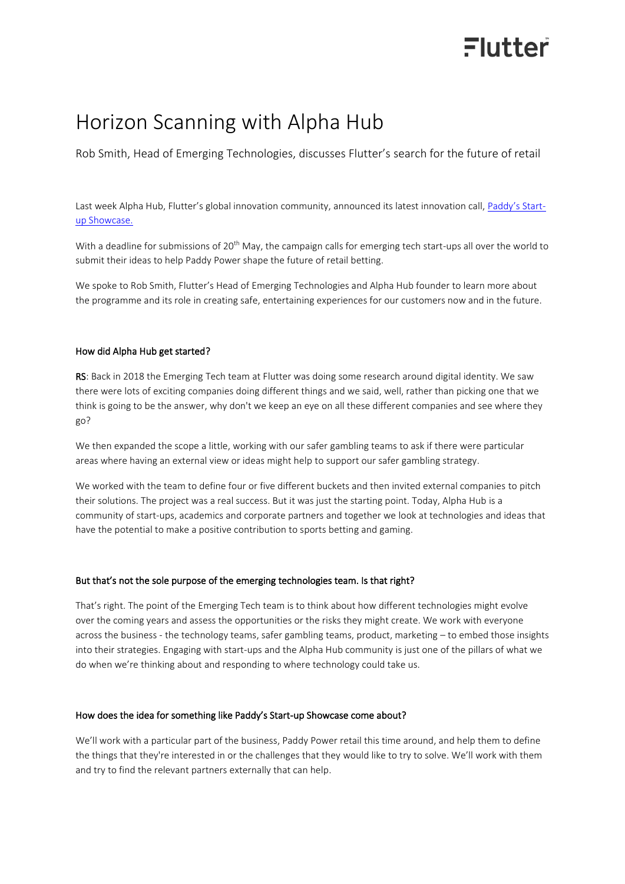# Horizon Scanning with Alpha Hub

Rob Smith, Head of Emerging Technologies, discusses Flutter's search for the future of retail

Last week Alpha Hub, Flutter's global innovation community, announced its latest innovation call, [Paddy's Start-up Showcase.]()

With a deadline for submissions of 20th May, the campaign calls for emerging tech start-ups all over the world to submit their ideas to help Paddy Power shape the future of retail betting.

We spoke to Rob Smith, Flutter's Head of Emerging Technologies and Alpha Hub founder to learn more about the programme and its role in creating safe, entertaining experiences for our customers now and in the future.

#### How did Alpha Hub get started?

**RS**: Back in 2018 the Emerging Tech team at Flutter was doing some research around digital identity. We saw there were lots of exciting companies doing different things and we said, well, rather than picking one that we think is going to be the answer, why don't we keep an eye on all these different companies and see where they go?

We then expanded the scope a little, working with our safer gambling teams to ask if there were particular areas where having an external view or ideas might help to support our safer gambling strategy.

We worked with the team to define four or five different buckets and then invited external companies to pitch their solutions. The project was a real success. But it was just the starting point. Today, Alpha Hub is a community of start-ups, academics and corporate partners and together we look at technologies and ideas that have the potential to make a positive contribution to sports betting and gaming.

#### But that's not the sole purpose of the emerging technologies team. Is that right?

That's right. The point of the Emerging Tech team is to think about how different technologies might evolve over the coming years and assess the opportunities or the risks they might create. We work with everyone across the business - the technology teams, safer gambling teams, product, marketing – to embed those insights into their strategies. Engaging with start-ups and the Alpha Hub community is just one of the pillars of what we do when we're thinking about and responding to where technology could take us.

#### How does the idea for something like Paddy's Start-up Showcase come about?

We'll work with a particular part of the business, Paddy Power retail this time around, and help them to define the things that they're interested in or the challenges that they would like to try to solve. We'll work with them and try to find the relevant partners externally that can help.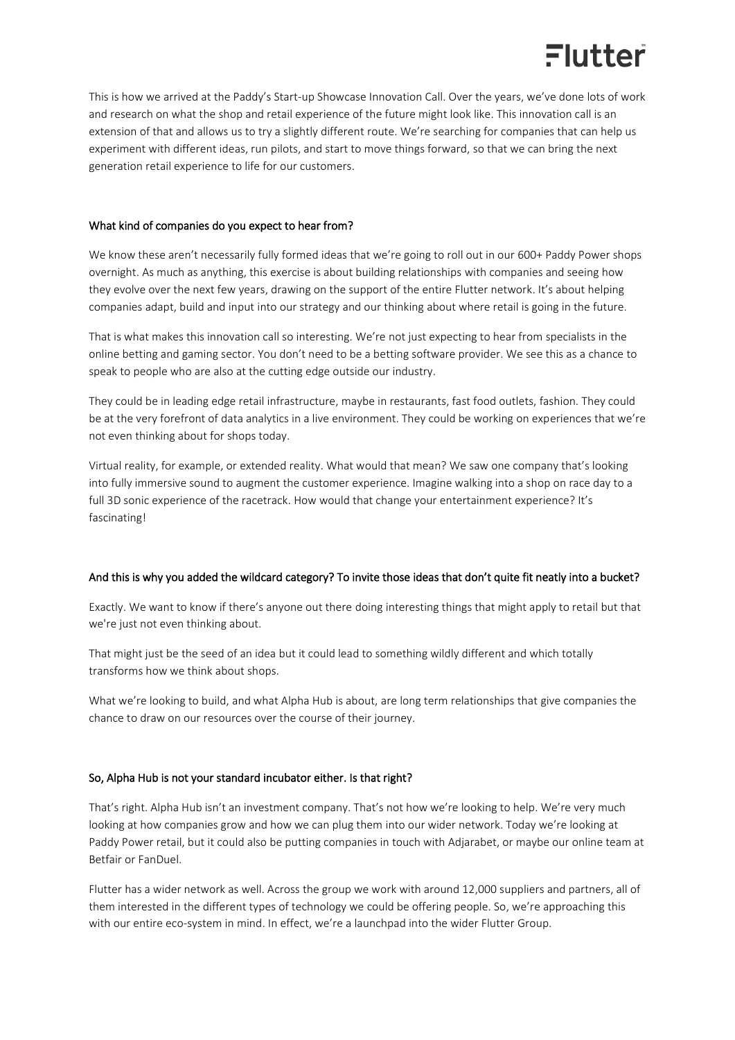This is how we arrived at the Paddy's Start-up Showcase Innovation Call. Over the years, we've done lots of work and research on what the shop and retail experience of the future might look like. This innovation call is an extension of that and allows us to try a slightly different route. We're searching for companies that can help us experiment with different ideas, run pilots, and start to move things forward, so that we can bring the next generation retail experience to life for our customers.

### What kind of companies do you expect to hear from?

We know these aren't necessarily fully formed ideas that we're going to roll out in our 600+ Paddy Power shops overnight. As much as anything, this exercise is about building relationships with companies and seeing how they evolve over the next few years, drawing on the support of the entire Flutter network. It's about helping companies adapt, build and input into our strategy and our thinking about where retail is going in the future.

That is what makes this innovation call so interesting. We're not just expecting to hear from specialists in the online betting and gaming sector. You don't need to be a betting software provider. We see this as a chance to speak to people who are also at the cutting edge outside our industry.

They could be in leading edge retail infrastructure, maybe in restaurants, fast food outlets, fashion. They could be at the very forefront of data analytics in a live environment. They could be working on experiences that we're not even thinking about for shops today.

Virtual reality, for example, or extended reality. What would that mean? We saw one company that's looking into fully immersive sound to augment the customer experience. Imagine walking into a shop on race day to a full 3D sonic experience of the racetrack. How would that change your entertainment experience? It's fascinating!

### And this is why you added the wildcard category? To invite those ideas that don't quite fit neatly into a bucket?

Exactly. We want to know if there's anyone out there doing interesting things that might apply to retail but that we're just not even thinking about.

That might just be the seed of an idea but it could lead to something wildly different and which totally transforms how we think about shops.

What we're looking to build, and what Alpha Hub is about, are long term relationships that give companies the chance to draw on our resources over the course of their journey.

### So, Alpha Hub is not your standard incubator either. Is that right?

That's right. Alpha Hub isn't an investment company. That's not how we're looking to help. We're very much looking at how companies grow and how we can plug them into our wider network. Today we're looking at Paddy Power retail, but it could also be putting companies in touch with Adjarabet, or maybe our online team at Betfair or FanDuel.

Flutter has a wider network as well. Across the group we work with around 12,000 suppliers and partners, all of them interested in the different types of technology we could be offering people. So, we're approaching this with our entire eco-system in mind. In effect, we're a launchpad into the wider Flutter Group.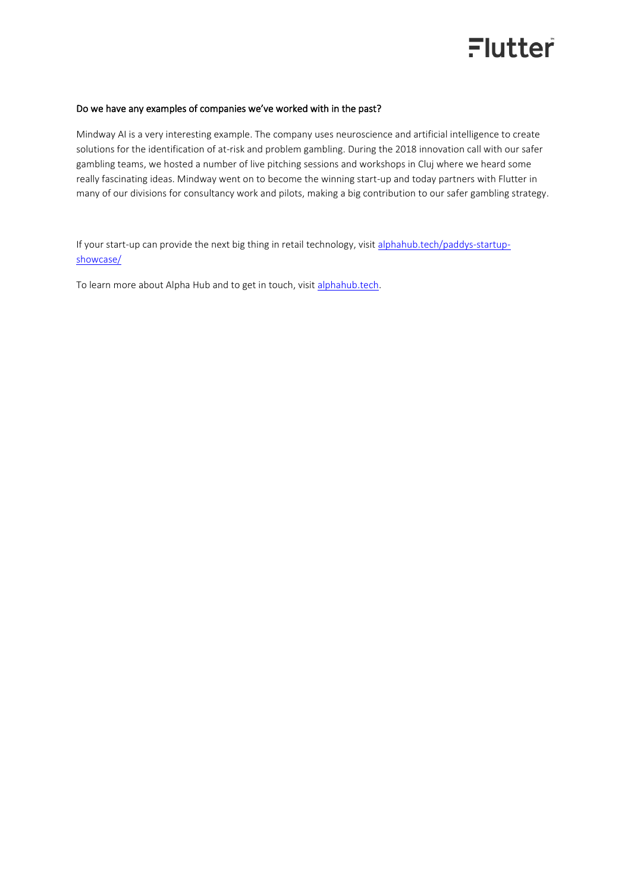### Do we have any examples of companies we've worked with in the past?

Mindway AI is a very interesting example. The company uses neuroscience and artificial intelligence to create solutions for the identification of at-risk and problem gambling. During the 2018 innovation call with our safer gambling teams, we hosted a number of live pitching sessions and workshops in Cluj where we heard some really fascinating ideas. Mindway went on to become the winning start-up and today partners with Flutter in many of our divisions for consultancy work and pilots, making a big contribution to our safer gambling strategy.

If your start-up can provide the next big thing in retail technology, visit [alphahub.tech/paddys-startup-showcase/](alphahub.tech/paddys-startup-showcase/)

To learn more about Alpha Hub and to get in touch, visit [alphahub.tech](alphahub.tech).